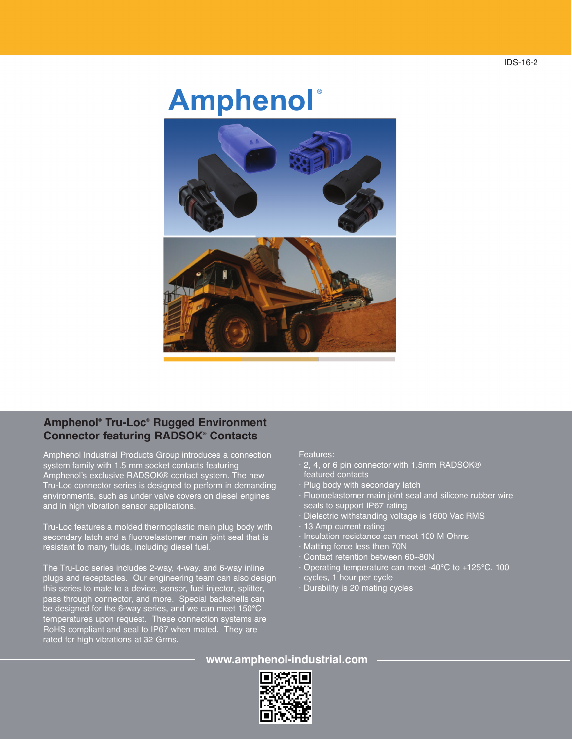IDS-16-2

# Amphenol®

## Amphenol® Tru-Loc® Rugged Environment Connector featuring RADSOK® Contacts

Amphenol Industrial Products Group introduces a connection system family with 1.5 mm socket contacts featuring Amphenol's exclusive RADSOK® contact system. The new Tru-Loc connector series is designed to perform in demanding environments, such as under valve covers on diesel engines and in high vibration sensor applications.

Tru-Loc features a molded thermoplastic main plug body with secondary latch and a fluoroelastomer main joint seal that is resistant to many fluids, including diesel fuel.

The Tru-Loc series includes 2-way, 4-way, and 6-way inline plugs and receptacles. Our engineering team can also design this series to mate to a device, sensor, fuel injector, splitter, pass through connector, and more. Special backshells can be designed for the 6-way series, and we can meet 150°C temperatures upon request. These connection systems are RoHS compliant and seal to IP67 when mated. They are rated for high vibrations at 32 Grms.

Features:

- 2, 4, or 6 pin connector with 1.5mm RADSOK® featured contacts
- Plug body with secondary latch
- Fluoroelastomer main joint seal and silicone rubber wire seals to support IP67 rating
- Dielectric withstanding voltage is 1600 Vac RMS
- 13 Amp current rating
- Insulation resistance can meet 100 M Ohms
- Matting force less then 70N
- Contact retention between 60~80N
- Operating temperature can meet -40°C to +125°C, 100 cycles, 1 hour per cycle
- Durability is 20 mating cycles

**www.amphenol-industrial.com**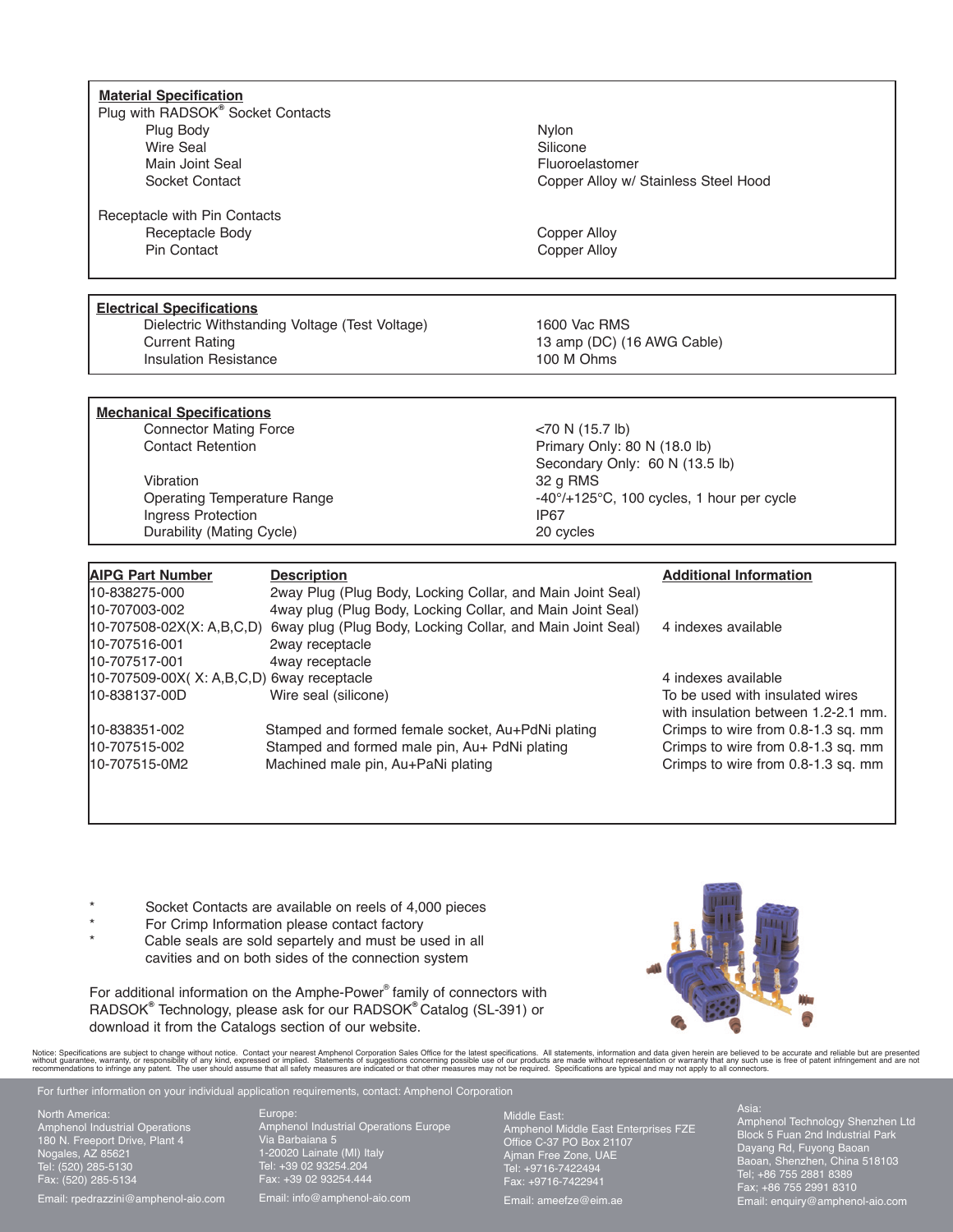## Material Specification

| | |
|---|---|
| **Plug with RADSOK® Socket Contacts** | |
| Plug Body | Nylon |
| Wire Seal | Silicone |
| Main Joint Seal | Fluoroelastomer |
| Socket Contact | Copper Alloy w/ Stainless Steel Hood |
| **Receptacle with Pin Contacts** | |
| Receptacle Body | Copper Alloy |
| Pin Contact | Copper Alloy |

## Electrical Specifications

| | |
|---|---|
| Dielectric Withstanding Voltage (Test Voltage) | 1600 Vac RMS |
| Current Rating | 13 amp (DC) (16 AWG Cable) |
| Insulation Resistance | 100 M Ohms |

## Mechanical Specifications

| | |
|---|---|
| Connector Mating Force | <70 N (15.7 lb) |
| Contact Retention | Primary Only: 80 N (18.0 lb)<br>Secondary Only: 60 N (13.5 lb) |
| Vibration | 32 g RMS |
| Operating Temperature Range | -40°/+125°C, 100 cycles, 1 hour per cycle |
| Ingress Protection | IP67 |
| Durability (Mating Cycle) | 20 cycles |

| AIPG Part Number | Description | Additional Information |
|---|---|---|
| 10-838275-000 | 2way Plug (Plug Body, Locking Collar, and Main Joint Seal) | |
| 10-707003-002 | 4way plug (Plug Body, Locking Collar, and Main Joint Seal) | |
| 10-707508-02X(X: A,B,C,D) | 6way plug (Plug Body, Locking Collar, and Main Joint Seal) | 4 indexes available |
| 10-707516-001 | 2way receptacle | |
| 10-707517-001 | 4way receptacle | |
| 10-707509-00X( X: A,B,C,D) | 6way receptacle | 4 indexes available |
| 10-838137-00D | Wire seal (silicone) | To be used with insulated wires with insulation between 1.2-2.1 mm. |
| 10-838351-002 | Stamped and formed female socket, Au+PdNi plating | Crimps to wire from 0.8-1.3 sq. mm |
| 10-707515-002 | Stamped and formed male pin, Au+ PdNi plating | Crimps to wire from 0.8-1.3 sq. mm |
| 10-707515-0M2 | Machined male pin, Au+PaNi plating | Crimps to wire from 0.8-1.3 sq. mm |

- * Socket Contacts are available on reels of 4,000 pieces
- * For Crimp Information please contact factory
- * Cable seals are sold separtely and must be used in all cavities and on both sides of the connection system

For additional information on the Amphe-Power® family of connectors with RADSOK® Technology, please ask for our RADSOK® Catalog (SL-391) or download it from the Catalogs section of our website.

Notice: Specifications are subject to change without notice. Contact your nearest Amphenol Corporation Sales Office for the latest specifications. All statements, information and data given herein are believed to be accurate and reliable but are presented without guarantee, warranty, or responsibility of any kind, expressed or implied. Statements of suggestions concerning possible use of our products are made without representation or warranty that any such use is free of patent infringement and are not recommendations to infringe any patent. The user should assume that all safety measures are indicated or that other measures may not be required. Specifications are typical and may not apply to all connectors.

For further information on your individual application requirements, contact: Amphenol Corporation

North America:
Amphenol Industrial Operations
180 N. Freeport Drive, Plant 4
Nogales, AZ 85621
Tel: (520) 285-5130
Fax: (520) 285-5134
Email: rpedrazzini@amphenol-aio.com

Europe:
Amphenol Industrial Operations Europe
Via Barbaiana 5
1-20020 Lainate (MI) Italy
Tel: +39 02 93254.204
Fax: +39 02 93254.444
Email: info@amphenol-aio.com

Middle East:
Amphenol Middle East Enterprises FZE
Office C-37 PO Box 21107
Ajman Free Zone, UAE
Tel: +9716-7422494
Fax: +9716-7422941
Email: ameefze@eim.ae

Asia:
Amphenol Technology Shenzhen Ltd
Block 5 Fuan 2nd Industrial Park
Dayang Rd, Fuyong Baoan
Baoan, Shenzhen, China 518103
Tel; +86 755 2881 8389
Fax; +86 755 2991 8310
Email: enquiry@amphenol-aio.com